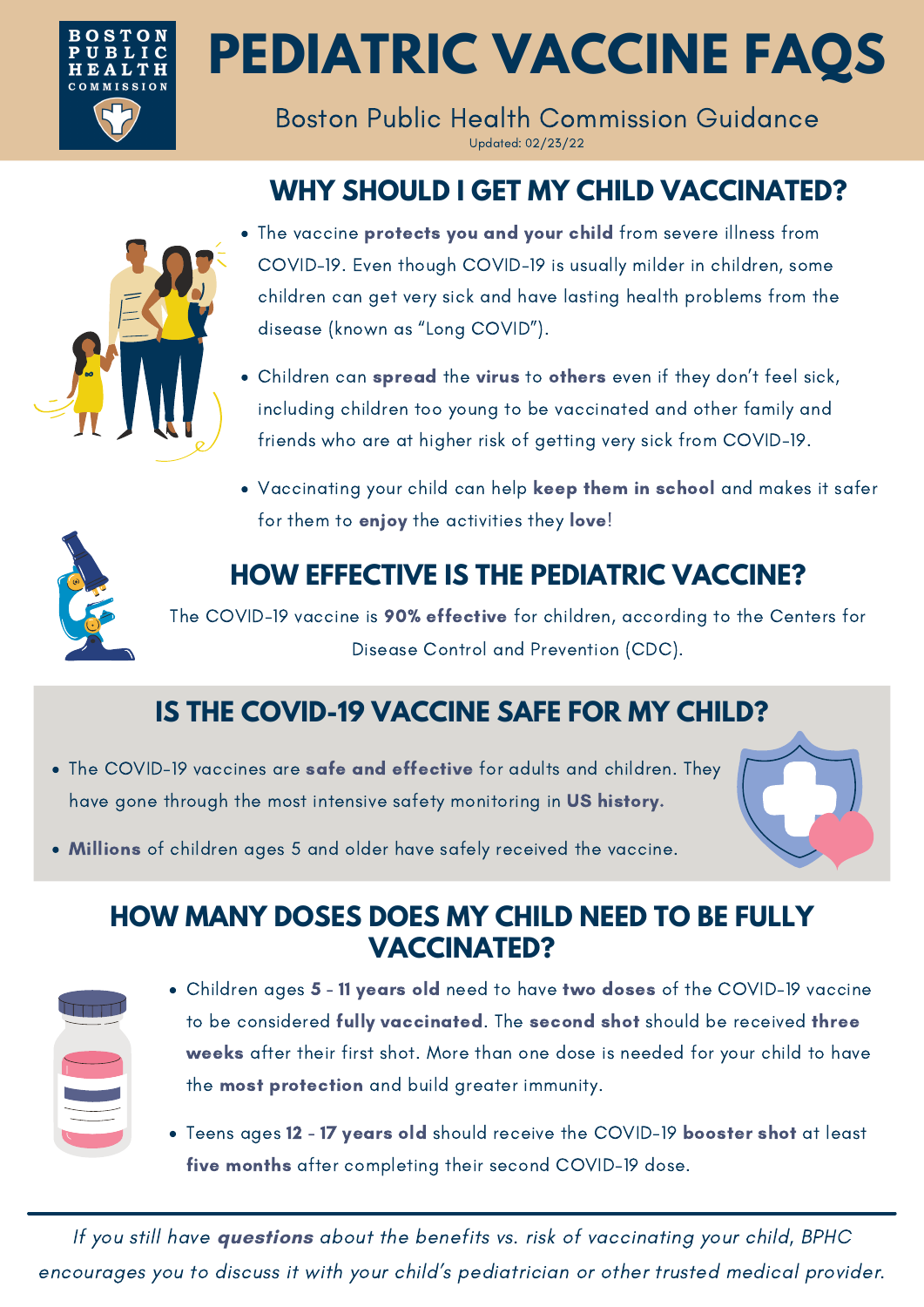BOSTON PUBLIC HEALTH COMMISSION

# PEDIATRIC VACCINE FAQS

Boston Public Health Commission Guidance

Updated: 02/23/22

## WHY SHOULD I GET MY CHILD VACCINATED?

- The vaccine **protects you and your child** from severe illness from COVID-19. Even though COVID-19 is usually milder in children, some children can get very sick and have lasting health problems from the disease (known as "Long COVID").
- Children can **spread** the **virus** to **others** even if they don't feel sick, including children too young to be vaccinated and other family and friends who are at higher risk of getting very sick from COVID-19.
- Vaccinating your child can help **keep them in school** and makes it safer for them to **enjoy** the activities they **love**!

## HOW EFFECTIVE IS THE PEDIATRIC VACCINE?

The COVID-19 vaccine is **90% effective** for children, according to the Centers for Disease Control and Prevention (CDC).

## IS THE COVID-19 VACCINE SAFE FOR MY CHILD?

- The COVID-19 vaccines are **safe and effective** for adults and children. They have gone through the most intensive safety monitoring in **US history.**
- **Millions** of children ages 5 and older have safely received the vaccine.

## HOW MANY DOSES DOES MY CHILD NEED TO BE FULLY VACCINATED?

- Children ages **5 - 11 years old** need to have **two doses** of the COVID-19 vaccine to be considered **fully vaccinated**. The **second shot** should be received **three weeks** after their first shot. More than one dose is needed for your child to have the **most protection** and build greater immunity.
- Teens ages **12 - 17 years old** should receive the COVID-19 **booster shot** at least **five months** after completing their second COVID-19 dose.

---

*If you still have **questions** about the benefits vs. risk of vaccinating your child, BPHC encourages you to discuss it with your child's pediatrician or other trusted medical provider.*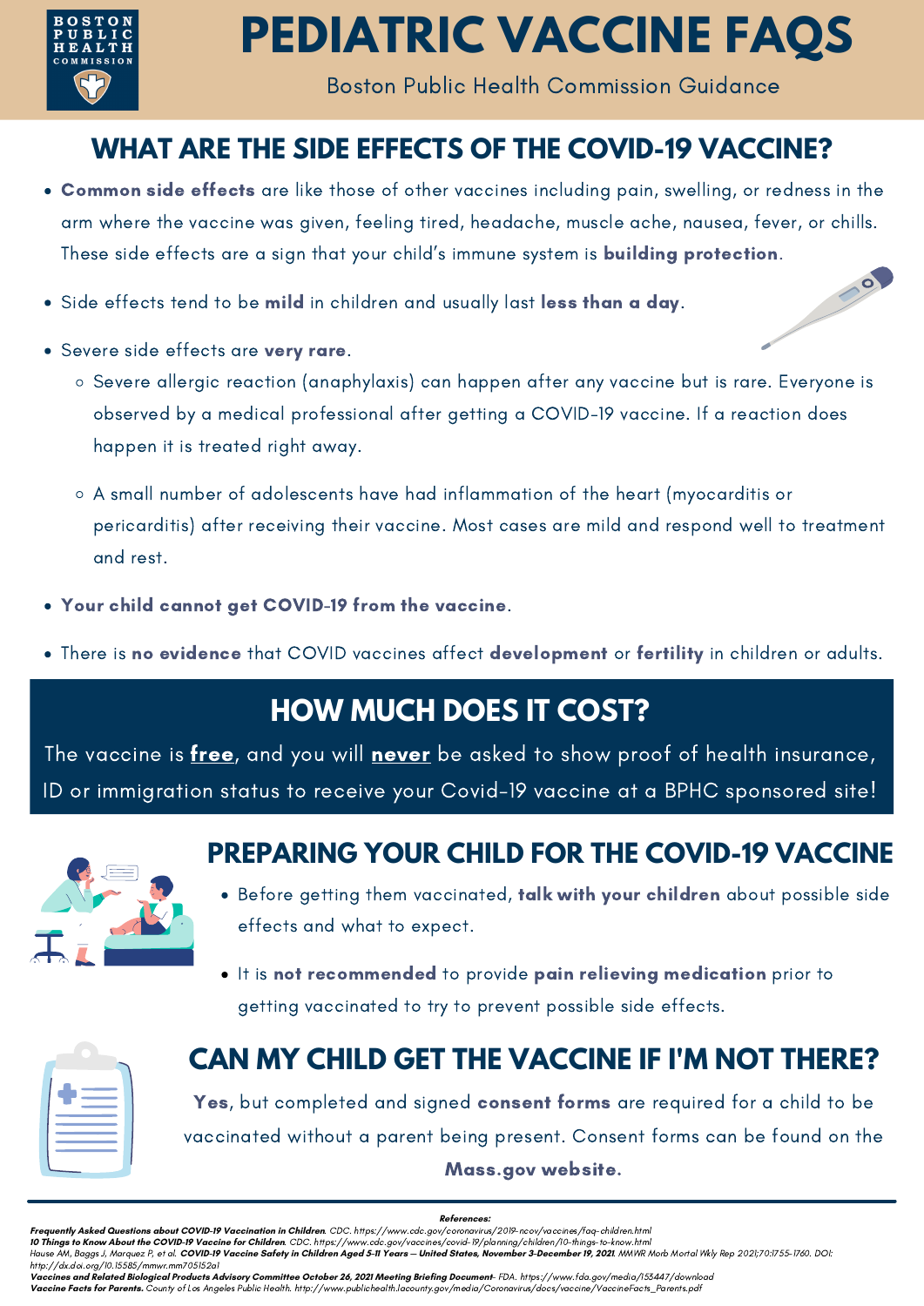# PEDIATRIC VACCINE FAQS

Boston Public Health Commission Guidance

## WHAT ARE THE SIDE EFFECTS OF THE COVID-19 VACCINE?

- **Common side effects** are like those of other vaccines including pain, swelling, or redness in the arm where the vaccine was given, feeling tired, headache, muscle ache, nausea, fever, or chills. These side effects are a sign that your child's immune system is **building protection**.
- Side effects tend to be **mild** in children and usually last **less than a day**.
- Severe side effects are **very rare**.
  - Severe allergic reaction (anaphylaxis) can happen after any vaccine but is rare. Everyone is observed by a medical professional after getting a COVID-19 vaccine. If a reaction does happen it is treated right away.
  - A small number of adolescents have had inflammation of the heart (myocarditis or pericarditis) after receiving their vaccine. Most cases are mild and respond well to treatment and rest.
- **Your child cannot get COVID-19 from the vaccine**.
- There is **no evidence** that COVID vaccines affect **development** or **fertility** in children or adults.

## HOW MUCH DOES IT COST?

The vaccine is **free**, and you will **never** be asked to show proof of health insurance, ID or immigration status to receive your Covid-19 vaccine at a BPHC sponsored site!

## PREPARING YOUR CHILD FOR THE COVID-19 VACCINE

- Before getting them vaccinated, **talk with your children** about possible side effects and what to expect.
- It is **not recommended** to provide **pain relieving medication** prior to getting vaccinated to try to prevent possible side effects.

## CAN MY CHILD GET THE VACCINE IF I'M NOT THERE?

**Yes**, but completed and signed **consent forms** are required for a child to be vaccinated without a parent being present. Consent forms can be found on the **Mass.gov website**.

---

**References:**

***Frequently Asked Questions about COVID-19 Vaccination in Children***. CDC. https://www.cdc.gov/coronavirus/2019-ncov/vaccines/faq-children.html

***10 Things to Know About the COVID-19 Vaccine for Children***. CDC. https://www.cdc.gov/vaccines/covid-19/planning/children/10-things-to-know.html

Hause AM, Baggs J, Marquez P, et al. ***COVID-19 Vaccine Safety in Children Aged 5–11 Years — United States, November 3–December 19, 2021***. MMWR Morb Mortal Wkly Rep 2021;70:1755–1760. DOI: http://dx.doi.org/10.15585/mmwr.mm705152a1

***Vaccines and Related Biological Products Advisory Committee October 26, 2021 Meeting Briefing Document***- FDA. https://www.fda.gov/media/153447/download

***Vaccine Facts for Parents***. County of Los Angeles Public Health. http://www.publichealth.lacounty.gov/media/Coronavirus/docs/vaccine/VaccineFacts_Parents.pdf